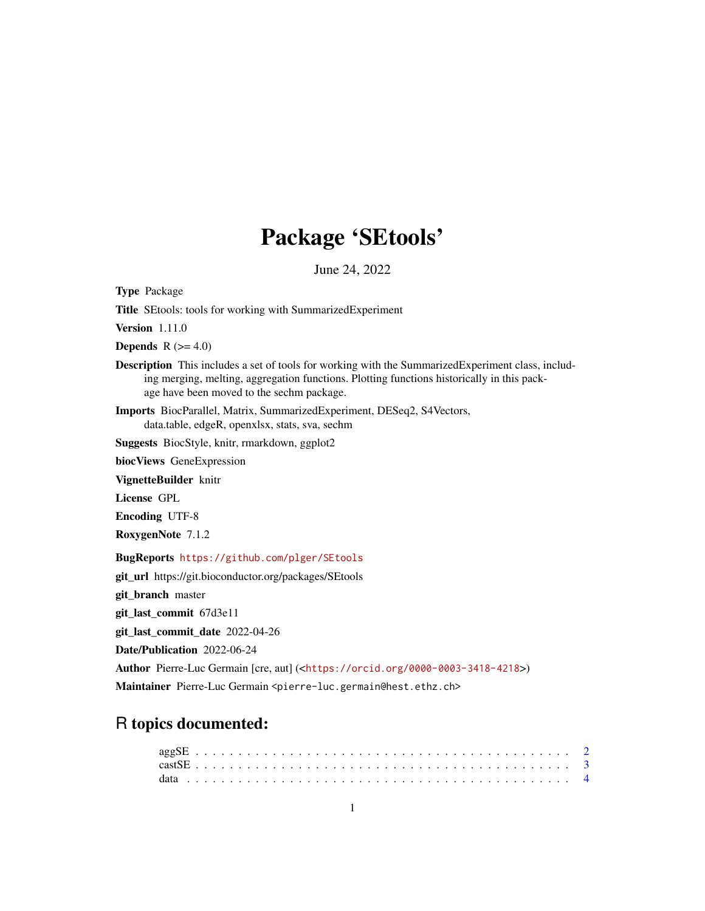# Package 'SEtools'

June 24, 2022

**Type** Package

**Title** SEtools: tools for working with SummarizedExperiment

**Version** 1.11.0

**Depends** R (>= 4.0)

**Description** This includes a set of tools for working with the SummarizedExperiment class, including merging, melting, aggregation functions. Plotting functions historically in this package have been moved to the sechm package.

**Imports** BiocParallel, Matrix, SummarizedExperiment, DESeq2, S4Vectors, data.table, edgeR, openxlsx, stats, sva, sechm

**Suggests** BiocStyle, knitr, rmarkdown, ggplot2

**biocViews** GeneExpression

**VignetteBuilder** knitr

**License** GPL

**Encoding** UTF-8

**RoxygenNote** 7.1.2

**BugReports** https://github.com/plger/SEtools

**git_url** https://git.bioconductor.org/packages/SEtools

**git_branch** master

**git_last_commit** 67d3e11

**git_last_commit_date** 2022-04-26

**Date/Publication** 2022-06-24

**Author** Pierre-Luc Germain [cre, aut] (<https://orcid.org/0000-0003-3418-4218>)

**Maintainer** Pierre-Luc Germain <pierre-luc.germain@hest.ethz.ch>

## R topics documented:

aggSE . . . . . . . . . . . . . . . . . . . . . . . . . . . . . . . . . . . . . . . . . . 2
castSE . . . . . . . . . . . . . . . . . . . . . . . . . . . . . . . . . . . . . . . . . . 3
data . . . . . . . . . . . . . . . . . . . . . . . . . . . . . . . . . . . . . . . . . . . 4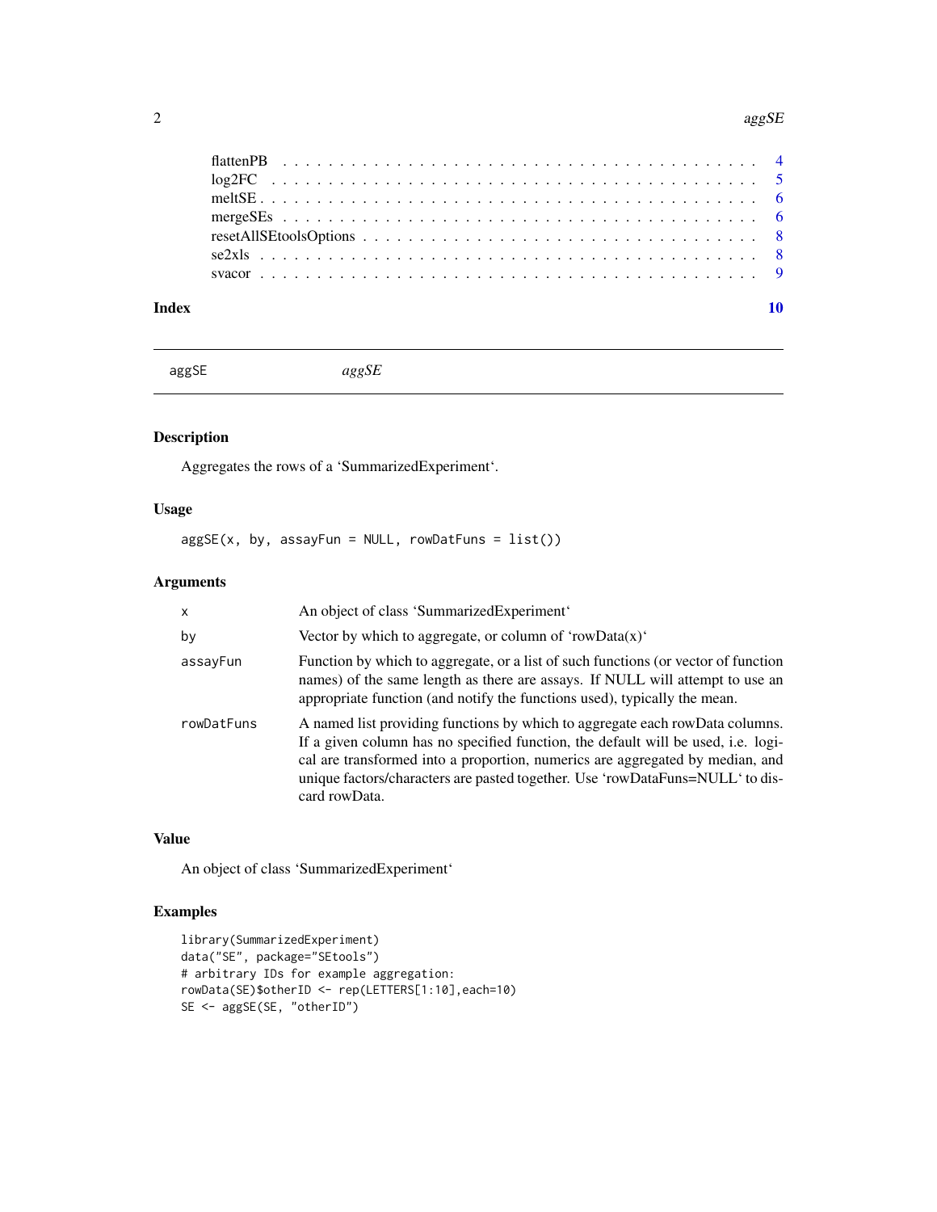| | |
|---|---|
| flattenPB | 4 |
| log2FC | 5 |
| meltSE | 6 |
| mergeSEs | 6 |
| resetAllSEtoolsOptions | 8 |
| se2xls | 8 |
| svacor | 9 |

**Index** **10**

---

aggSE *aggSE*

---

## Description

Aggregates the rows of a 'SummarizedExperiment'.

## Usage

```
aggSE(x, by, assayFun = NULL, rowDatFuns = list())
```

## Arguments

| | |
|---|---|
| x | An object of class 'SummarizedExperiment' |
| by | Vector by which to aggregate, or column of 'rowData(x)' |
| assayFun | Function by which to aggregate, or a list of such functions (or vector of function names) of the same length as there are assays. If NULL will attempt to use an appropriate function (and notify the functions used), typically the mean. |
| rowDatFuns | A named list providing functions by which to aggregate each rowData columns. If a given column has no specified function, the default will be used, i.e. logical are transformed into a proportion, numerics are aggregated by median, and unique factors/characters are pasted together. Use 'rowDataFuns=NULL' to discard rowData. |

## Value

An object of class 'SummarizedExperiment'

## Examples

```
library(SummarizedExperiment)
data("SE", package="SEtools")
# arbitrary IDs for example aggregation:
rowData(SE)$otherID <- rep(LETTERS[1:10],each=10)
SE <- aggSE(SE, "otherID")
```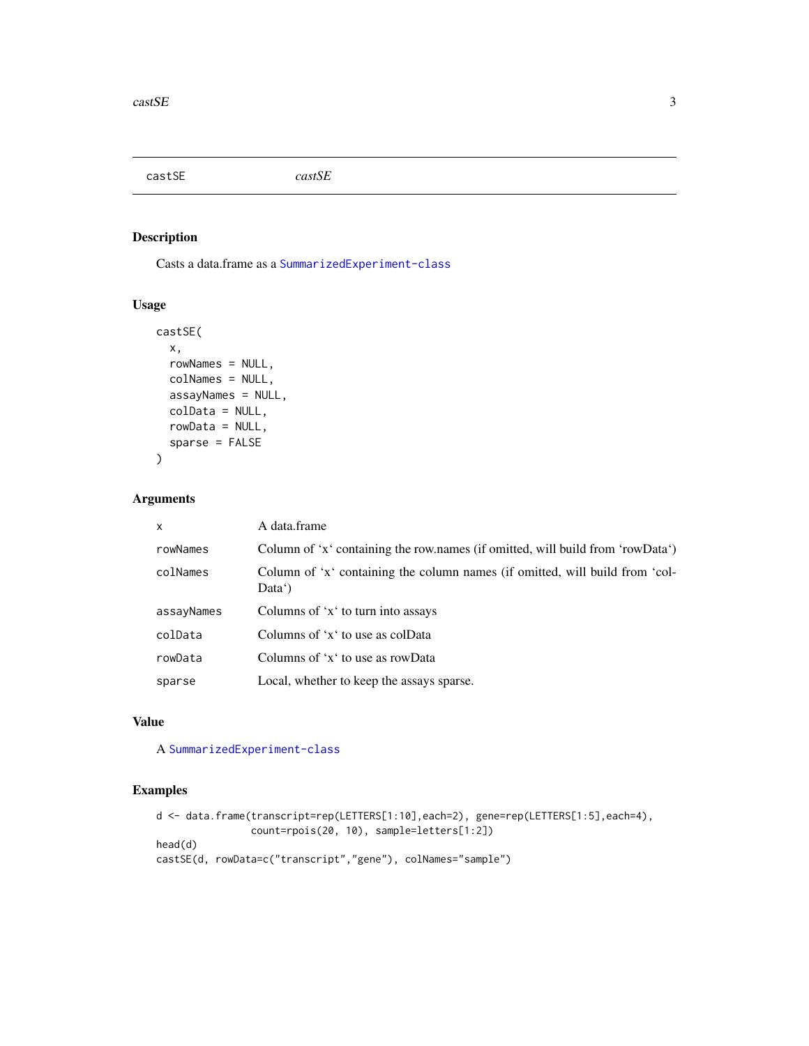## castSE *castSE*

### Description

Casts a data.frame as a SummarizedExperiment-class

### Usage

```
castSE(
  x,
  rowNames = NULL,
  colNames = NULL,
  assayNames = NULL,
  colData = NULL,
  rowData = NULL,
  sparse = FALSE
)
```

### Arguments

| | |
|---|---|
| x | A data.frame |
| rowNames | Column of 'x' containing the row.names (if omitted, will build from 'rowData') |
| colNames | Column of 'x' containing the column names (if omitted, will build from 'colData') |
| assayNames | Columns of 'x' to turn into assays |
| colData | Columns of 'x' to use as colData |
| rowData | Columns of 'x' to use as rowData |
| sparse | Local, whether to keep the assays sparse. |

### Value

A SummarizedExperiment-class

### Examples

```
d <- data.frame(transcript=rep(LETTERS[1:10],each=2), gene=rep(LETTERS[1:5],each=4),
                count=rpois(20, 10), sample=letters[1:2])
head(d)
castSE(d, rowData=c("transcript","gene"), colNames="sample")
```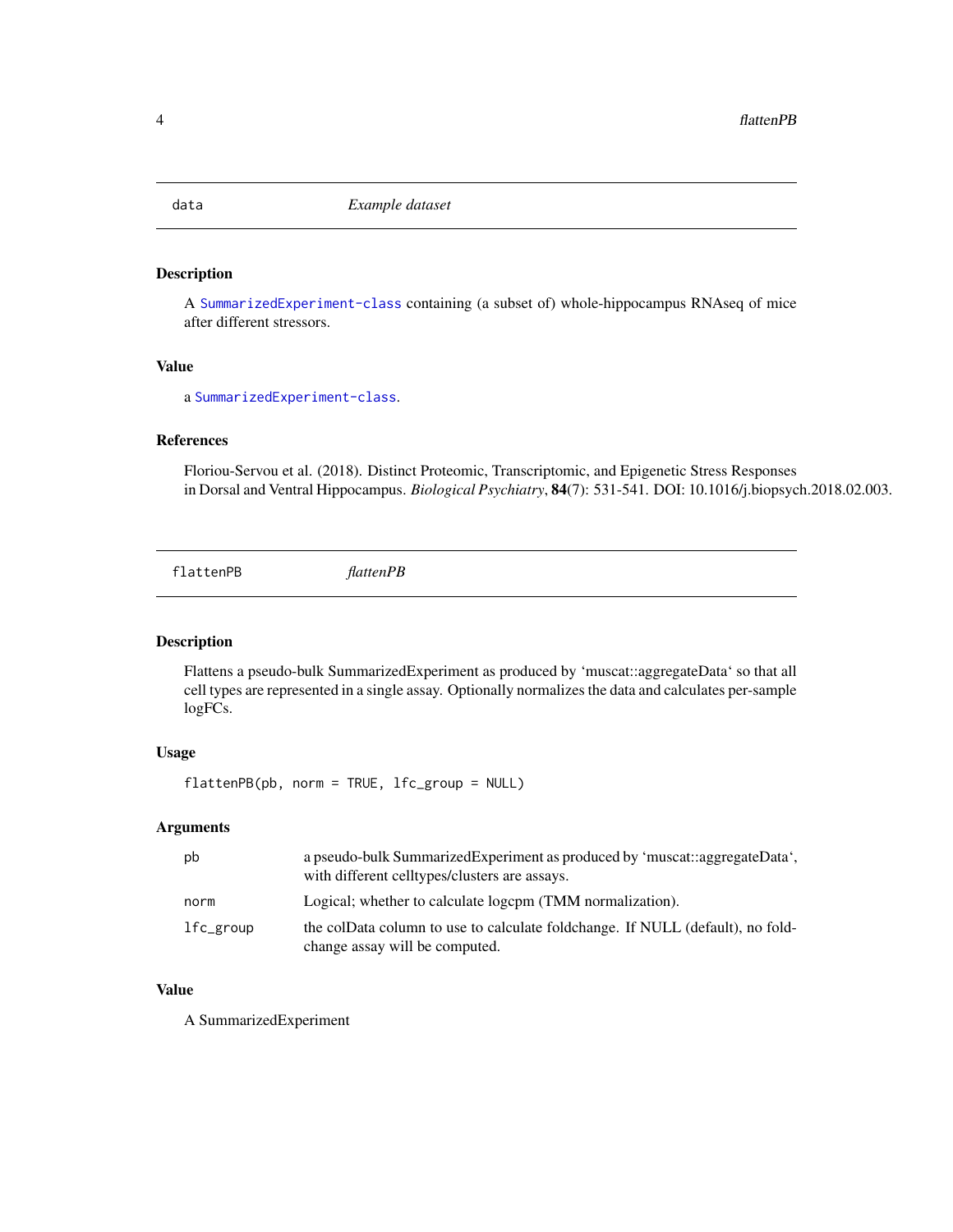## data *Example dataset*

### Description

A SummarizedExperiment-class containing (a subset of) whole-hippocampus RNAseq of mice after different stressors.

### Value

a SummarizedExperiment-class.

### References

Floriou-Servou et al. (2018). Distinct Proteomic, Transcriptomic, and Epigenetic Stress Responses in Dorsal and Ventral Hippocampus. *Biological Psychiatry*, **84**(7): 531-541. DOI: 10.1016/j.biopsych.2018.02.003.

## flattenPB *flattenPB*

### Description

Flattens a pseudo-bulk SummarizedExperiment as produced by 'muscat::aggregateData' so that all cell types are represented in a single assay. Optionally normalizes the data and calculates per-sample logFCs.

### Usage

```
flattenPB(pb, norm = TRUE, lfc_group = NULL)
```

### Arguments

| | |
|---|---|
| pb | a pseudo-bulk SummarizedExperiment as produced by 'muscat::aggregateData', with different celltypes/clusters are assays. |
| norm | Logical; whether to calculate logcpm (TMM normalization). |
| lfc_group | the colData column to use to calculate foldchange. If NULL (default), no foldchange assay will be computed. |

### Value

A SummarizedExperiment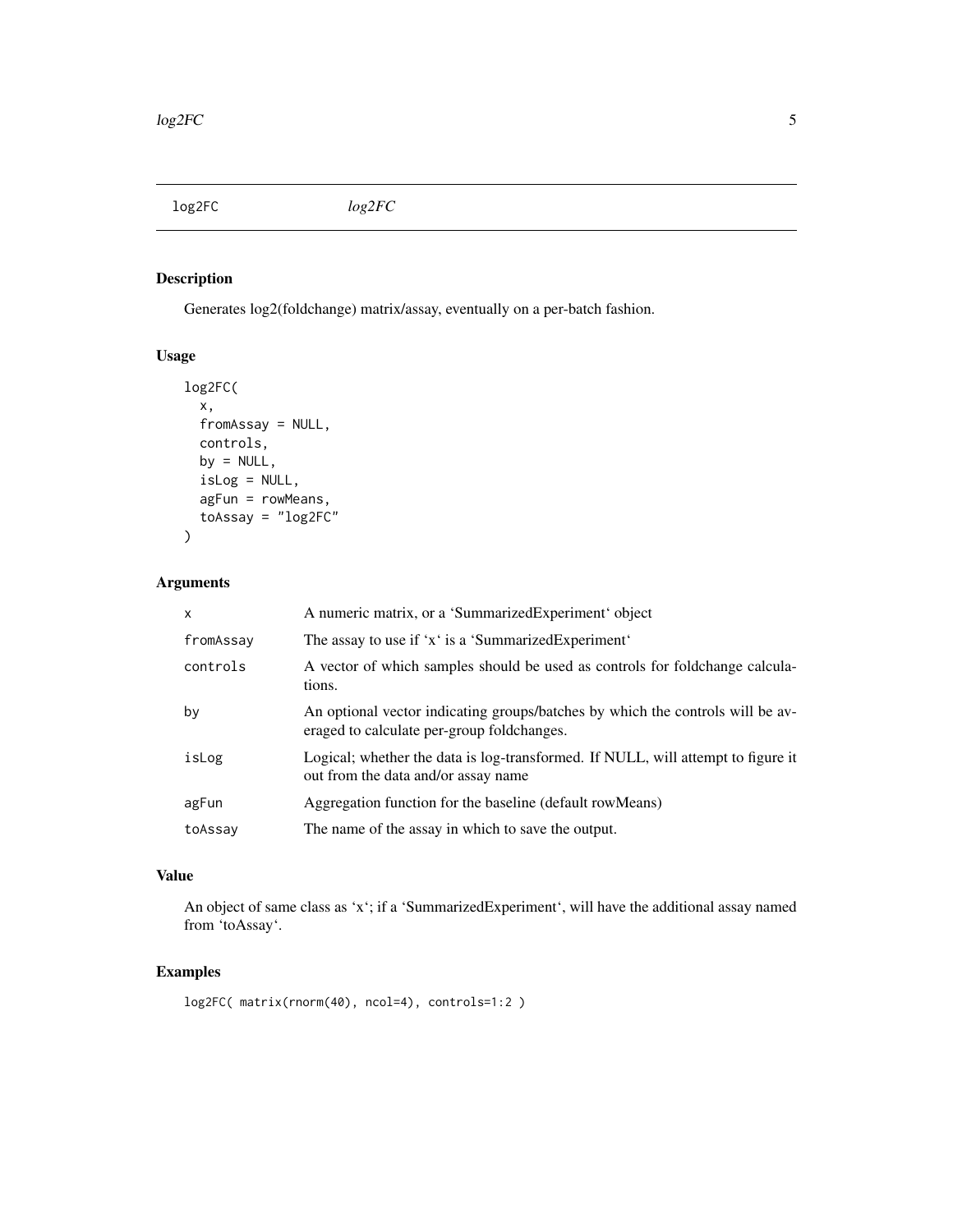# log2FC

*log2FC*

## Description

Generates log2(foldchange) matrix/assay, eventually on a per-batch fashion.

## Usage

```
log2FC(
  x,
  fromAssay = NULL,
  controls,
  by = NULL,
  isLog = NULL,
  agFun = rowMeans,
  toAssay = "log2FC"
)
```

## Arguments

| | |
|---|---|
| x | A numeric matrix, or a 'SummarizedExperiment' object |
| fromAssay | The assay to use if 'x' is a 'SummarizedExperiment' |
| controls | A vector of which samples should be used as controls for foldchange calculations. |
| by | An optional vector indicating groups/batches by which the controls will be averaged to calculate per-group foldchanges. |
| isLog | Logical; whether the data is log-transformed. If NULL, will attempt to figure it out from the data and/or assay name |
| agFun | Aggregation function for the baseline (default rowMeans) |
| toAssay | The name of the assay in which to save the output. |

## Value

An object of same class as 'x'; if a 'SummarizedExperiment', will have the additional assay named from 'toAssay'.

## Examples

```
log2FC( matrix(rnorm(40), ncol=4), controls=1:2 )
```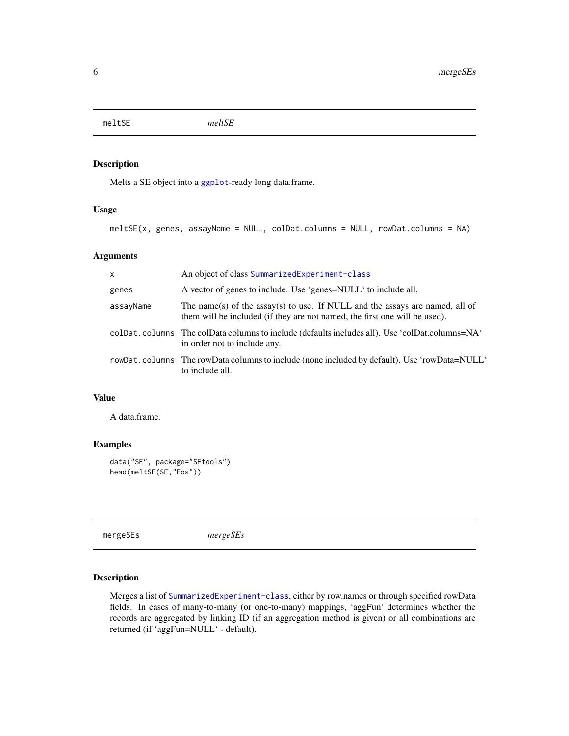## meltSE *meltSE*

### Description

Melts a SE object into a ggplot-ready long data.frame.

### Usage

```
meltSE(x, genes, assayName = NULL, colDat.columns = NULL, rowDat.columns = NA)
```

### Arguments

| | |
|---|---|
| x | An object of class SummarizedExperiment-class |
| genes | A vector of genes to include. Use 'genes=NULL' to include all. |
| assayName | The name(s) of the assay(s) to use. If NULL and the assays are named, all of them will be included (if they are not named, the first one will be used). |
| colDat.columns | The colData columns to include (defaults includes all). Use 'colDat.columns=NA' in order not to include any. |
| rowDat.columns | The rowData columns to include (none included by default). Use 'rowData=NULL' to include all. |

### Value

A data.frame.

### Examples

```
data("SE", package="SEtools")
head(meltSE(SE,"Fos"))
```

## mergeSEs *mergeSEs*

### Description

Merges a list of SummarizedExperiment-class, either by row.names or through specified rowData fields. In cases of many-to-many (or one-to-many) mappings, 'aggFun' determines whether the records are aggregated by linking ID (if an aggregation method is given) or all combinations are returned (if 'aggFun=NULL' - default).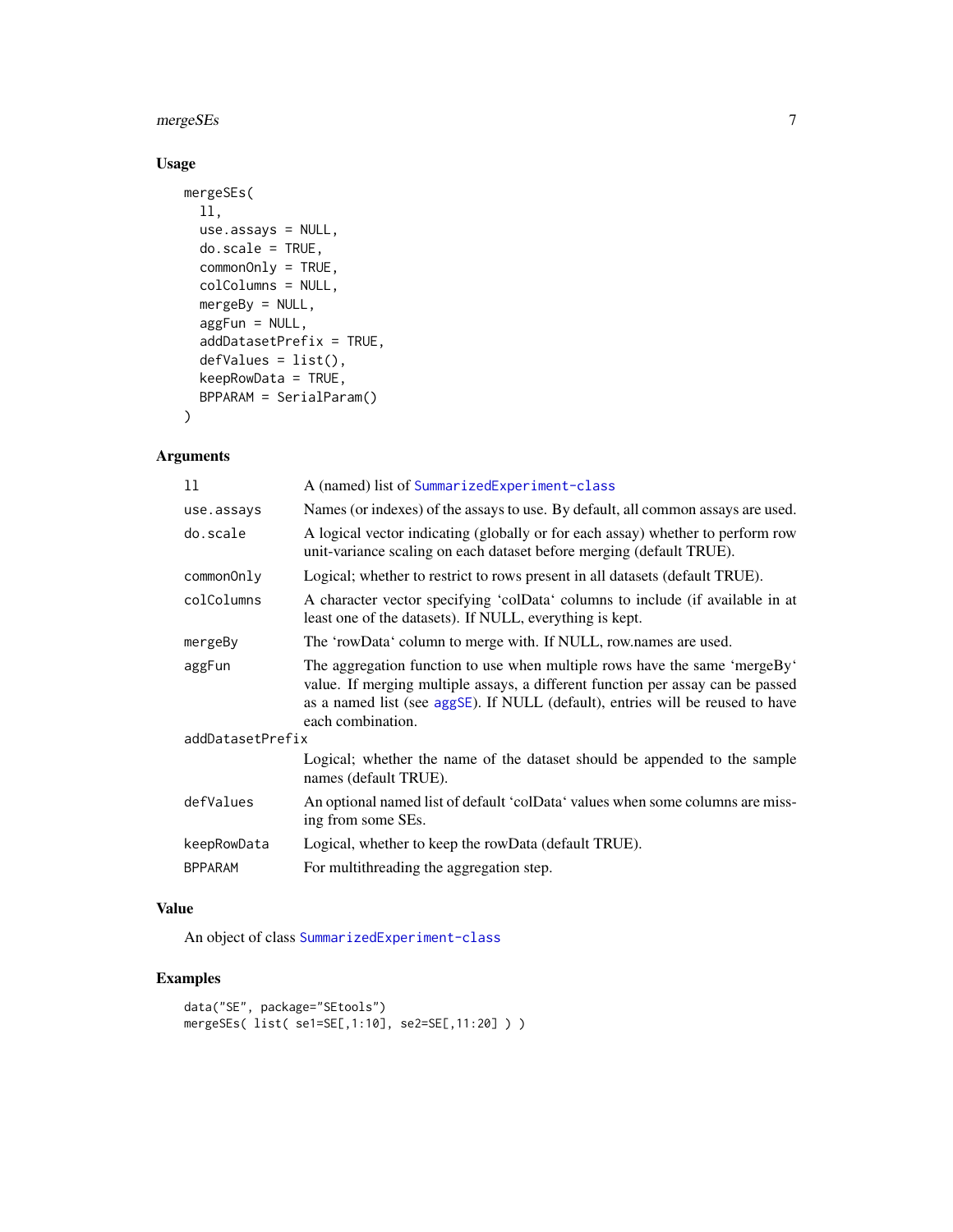## Usage

```
mergeSEs(
  ll,
  use.assays = NULL,
  do.scale = TRUE,
  commonOnly = TRUE,
  colColumns = NULL,
  mergeBy = NULL,
  aggFun = NULL,
  addDatasetPrefix = TRUE,
  defValues = list(),
  keepRowData = TRUE,
  BPPARAM = SerialParam()
)
```

## Arguments

| | |
|---|---|
| `ll` | A (named) list of `SummarizedExperiment-class` |
| `use.assays` | Names (or indexes) of the assays to use. By default, all common assays are used. |
| `do.scale` | A logical vector indicating (globally or for each assay) whether to perform row unit-variance scaling on each dataset before merging (default TRUE). |
| `commonOnly` | Logical; whether to restrict to rows present in all datasets (default TRUE). |
| `colColumns` | A character vector specifying 'colData' columns to include (if available in at least one of the datasets). If NULL, everything is kept. |
| `mergeBy` | The 'rowData' column to merge with. If NULL, row.names are used. |
| `aggFun` | The aggregation function to use when multiple rows have the same 'mergeBy' value. If merging multiple assays, a different function per assay can be passed as a named list (see `aggSE`). If NULL (default), entries will be reused to have each combination. |
| `addDatasetPrefix` | Logical; whether the name of the dataset should be appended to the sample names (default TRUE). |
| `defValues` | An optional named list of default 'colData' values when some columns are missing from some SEs. |
| `keepRowData` | Logical, whether to keep the rowData (default TRUE). |
| `BPPARAM` | For multithreading the aggregation step. |

## Value

An object of class `SummarizedExperiment-class`

## Examples

```
data("SE", package="SEtools")
mergeSEs( list( se1=SE[,1:10], se2=SE[,11:20] ) )
```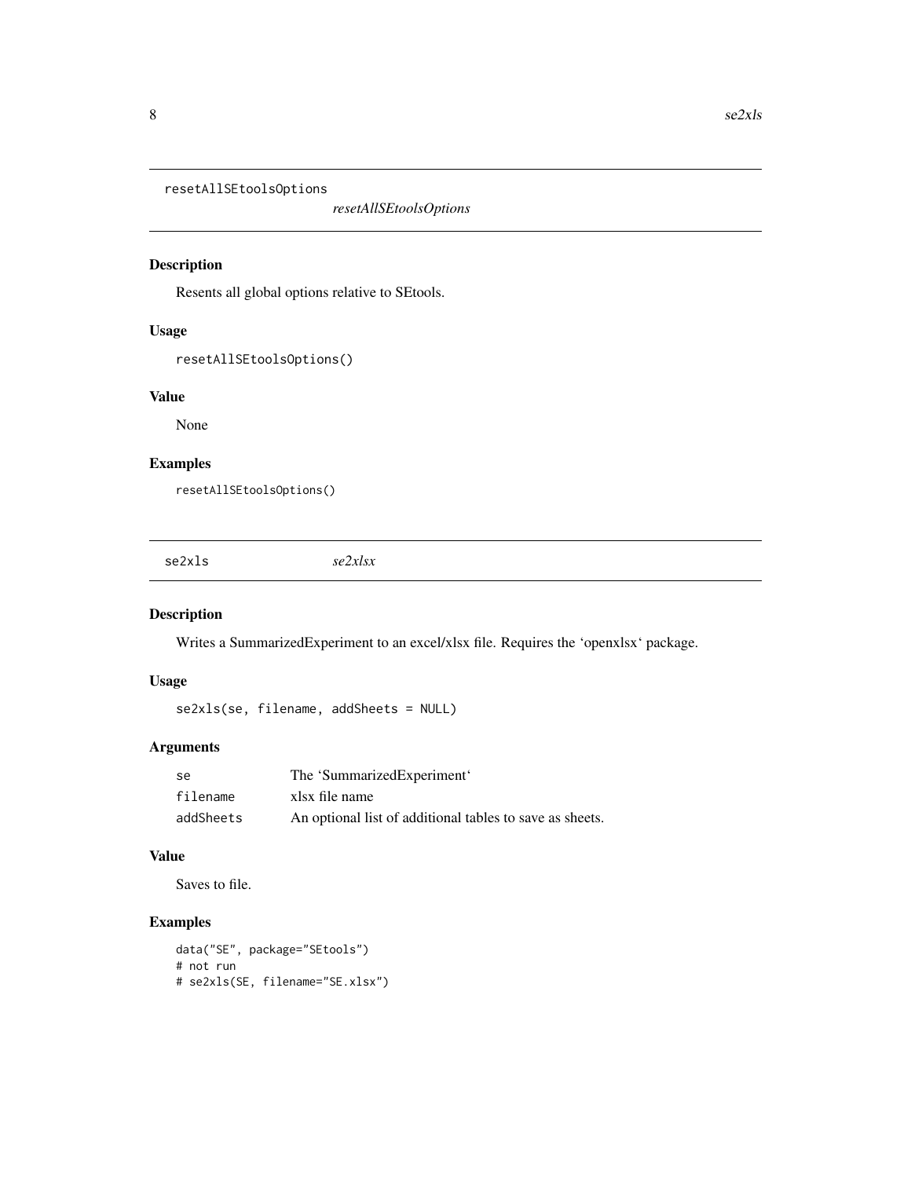## resetAllSEtoolsOptions *resetAllSEtoolsOptions*

### Description

Resents all global options relative to SEtools.

### Usage

```
resetAllSEtoolsOptions()
```

### Value

None

### Examples

```
resetAllSEtoolsOptions()
```

## se2xls *se2xlsx*

### Description

Writes a SummarizedExperiment to an excel/xlsx file. Requires the 'openxlsx' package.

### Usage

```
se2xls(se, filename, addSheets = NULL)
```

### Arguments

| | |
|---|---|
| se | The 'SummarizedExperiment' |
| filename | xlsx file name |
| addSheets | An optional list of additional tables to save as sheets. |

### Value

Saves to file.

### Examples

```
data("SE", package="SEtools")
# not run
# se2xls(SE, filename="SE.xlsx")
```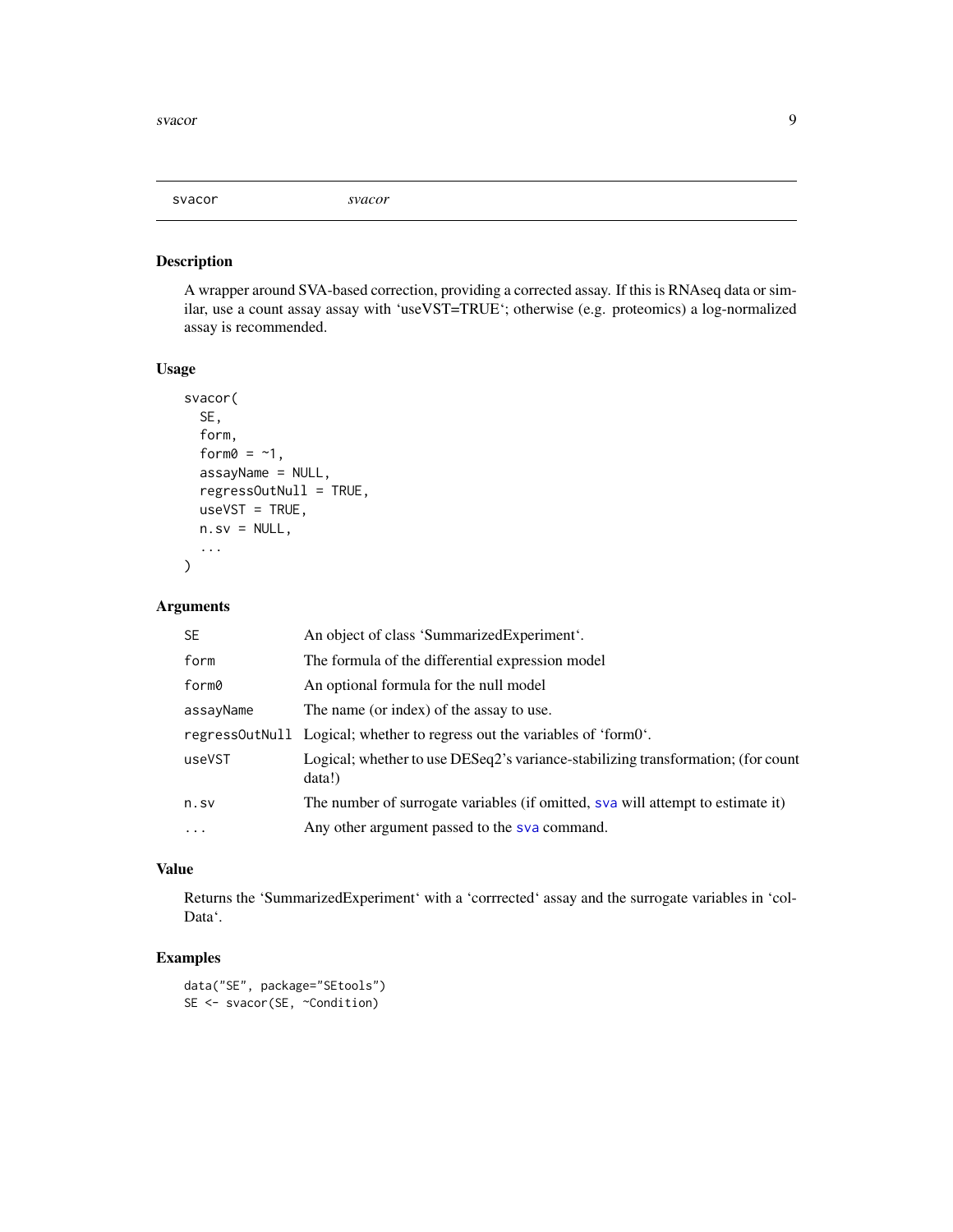# svacor

*svacor*

## Description

A wrapper around SVA-based correction, providing a corrected assay. If this is RNAseq data or similar, use a count assay assay with 'useVST=TRUE'; otherwise (e.g. proteomics) a log-normalized assay is recommended.

## Usage

```
svacor(
  SE,
  form,
  form0 = ~1,
  assayName = NULL,
  regressOutNull = TRUE,
  useVST = TRUE,
  n.sv = NULL,
  ...
)
```

## Arguments

| | |
|---|---|
| SE | An object of class 'SummarizedExperiment'. |
| form | The formula of the differential expression model |
| form0 | An optional formula for the null model |
| assayName | The name (or index) of the assay to use. |
| regressOutNull | Logical; whether to regress out the variables of 'form0'. |
| useVST | Logical; whether to use DESeq2's variance-stabilizing transformation; (for count data!) |
| n.sv | The number of surrogate variables (if omitted, sva will attempt to estimate it) |
| ... | Any other argument passed to the sva command. |

## Value

Returns the 'SummarizedExperiment' with a 'corrrected' assay and the surrogate variables in 'colData'.

## Examples

```
data("SE", package="SEtools")
SE <- svacor(SE, ~Condition)
```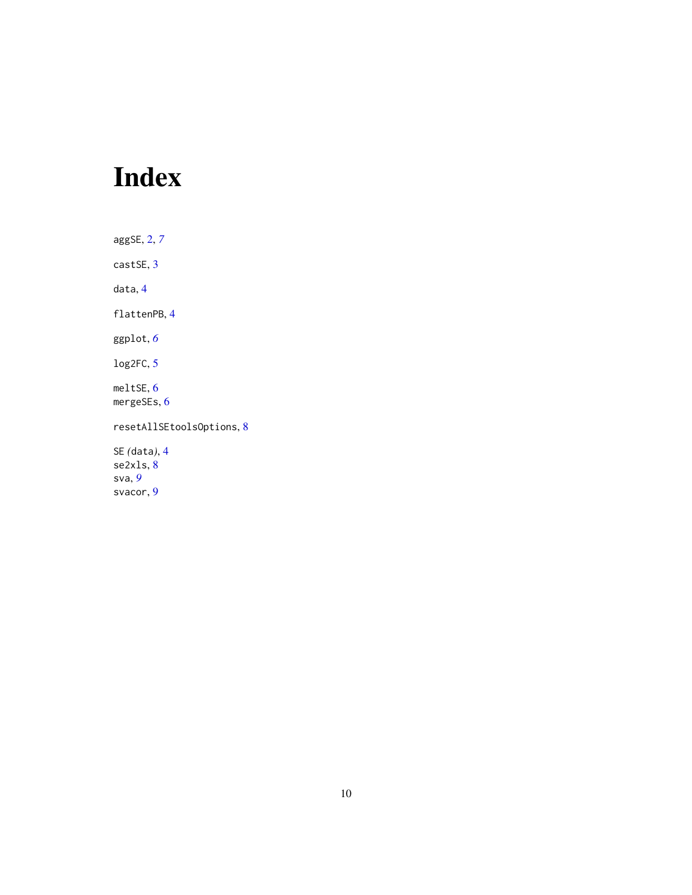# Index

aggSE, 2, *7*

castSE, 3

data, 4

flattenPB, 4

ggplot, *6*

log2FC, 5

meltSE, 6
mergeSEs, 6

resetAllSEtoolsOptions, 8

SE *(*data*)*, 4
se2xls, 8
sva, *9*
svacor, 9